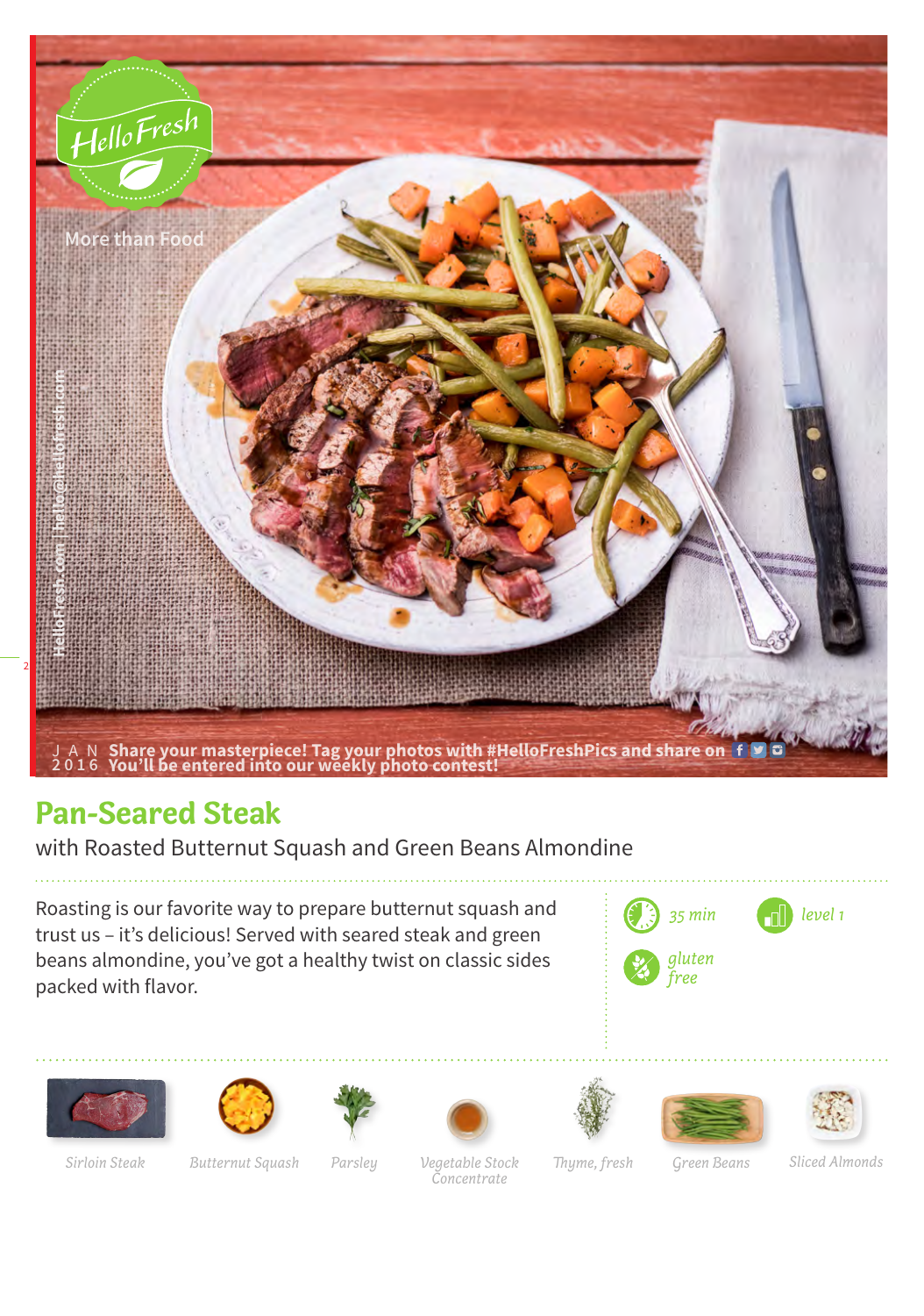HelloFresh

More than Food

HelloFresh.com | hello@hellofresh.com

JAN 2016 **Share your masterpiece! Tag your photos with #HelloFreshPics and share on**
**You'll be entered into our weekly photo contest!**

# Pan-Seared Steak

with Roasted Butternut Squash and Green Beans Almondine

Roasting is our favorite way to prepare butternut squash and trust us – it's delicious! Served with seared steak and green beans almondine, you've got a healthy twist on classic sides packed with flavor.

*35 min*

*level 1*

*gluten free*

*Sirloin Steak*

*Butternut Squash*

*Parsley*

*Vegetable Stock Concentrate*

*Thyme, fresh*

*Green Beans*

*Sliced Almonds*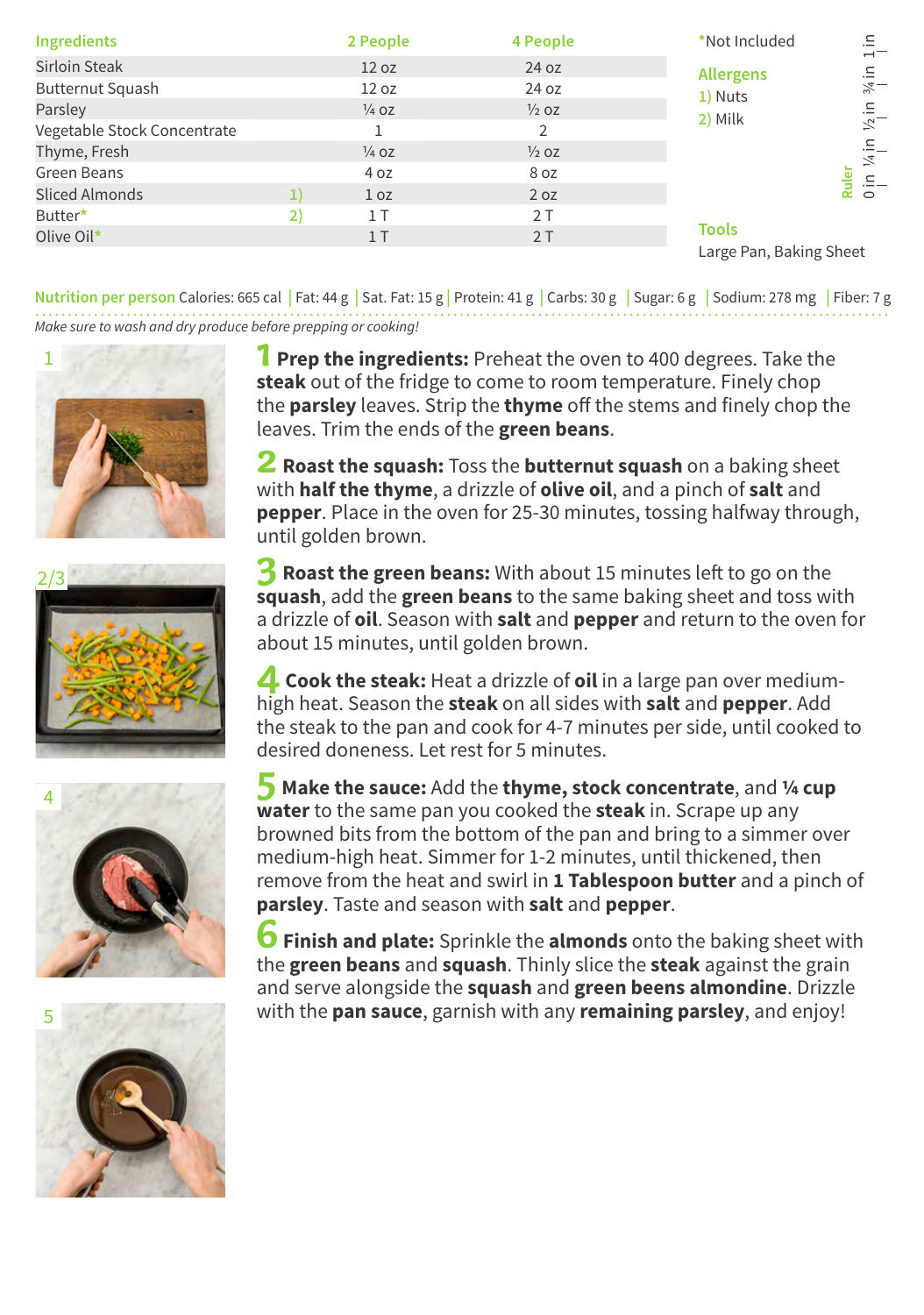| Ingredients | | 2 People | 4 People |
|---|---|---|---|
| Sirloin Steak | | 12 oz | 24 oz |
| Butternut Squash | | 12 oz | 24 oz |
| Parsley | | ¼ oz | ½ oz |
| Vegetable Stock Concentrate | | 1 | 2 |
| Thyme, Fresh | | ¼ oz | ½ oz |
| Green Beans | | 4 oz | 8 oz |
| Sliced Almonds | 1) | 1 oz | 2 oz |
| Butter* | 2) | 1 T | 2 T |
| Olive Oil* | | 1 T | 2 T |

*Not Included

**Allergens**
1) Nuts
2) Milk

Ruler
0 in ¼ in ½ in ¾ in 1 in

**Tools**
Large Pan, Baking Sheet

**Nutrition per person** Calories: 665 cal | Fat: 44 g | Sat. Fat: 15 g | Protein: 41 g | Carbs: 30 g | Sugar: 6 g | Sodium: 278 mg | Fiber: 7 g

*Make sure to wash and dry produce before prepping or cooking!*

1

2/3

4

5

**1 Prep the ingredients:** Preheat the oven to 400 degrees. Take the **steak** out of the fridge to come to room temperature. Finely chop the **parsley** leaves. Strip the **thyme** off the stems and finely chop the leaves. Trim the ends of the **green beans**.

**2 Roast the squash:** Toss the **butternut squash** on a baking sheet with **half the thyme**, a drizzle of **olive oil**, and a pinch of **salt** and **pepper**. Place in the oven for 25-30 minutes, tossing halfway through, until golden brown.

**3 Roast the green beans:** With about 15 minutes left to go on the **squash**, add the **green beans** to the same baking sheet and toss with a drizzle of **oil**. Season with **salt** and **pepper** and return to the oven for about 15 minutes, until golden brown.

**4 Cook the steak:** Heat a drizzle of **oil** in a large pan over medium-high heat. Season the **steak** on all sides with **salt** and **pepper**. Add the steak to the pan and cook for 4-7 minutes per side, until cooked to desired doneness. Let rest for 5 minutes.

**5 Make the sauce:** Add the **thyme, stock concentrate**, and **¼ cup water** to the same pan you cooked the **steak** in. Scrape up any browned bits from the bottom of the pan and bring to a simmer over medium-high heat. Simmer for 1-2 minutes, until thickened, then remove from the heat and swirl in **1 Tablespoon butter** and a pinch of **parsley**. Taste and season with **salt** and **pepper**.

**6 Finish and plate:** Sprinkle the **almonds** onto the baking sheet with the **green beans** and **squash**. Thinly slice the **steak** against the grain and serve alongside the **squash** and **green beens almondine**. Drizzle with the **pan sauce**, garnish with any **remaining parsley**, and enjoy!